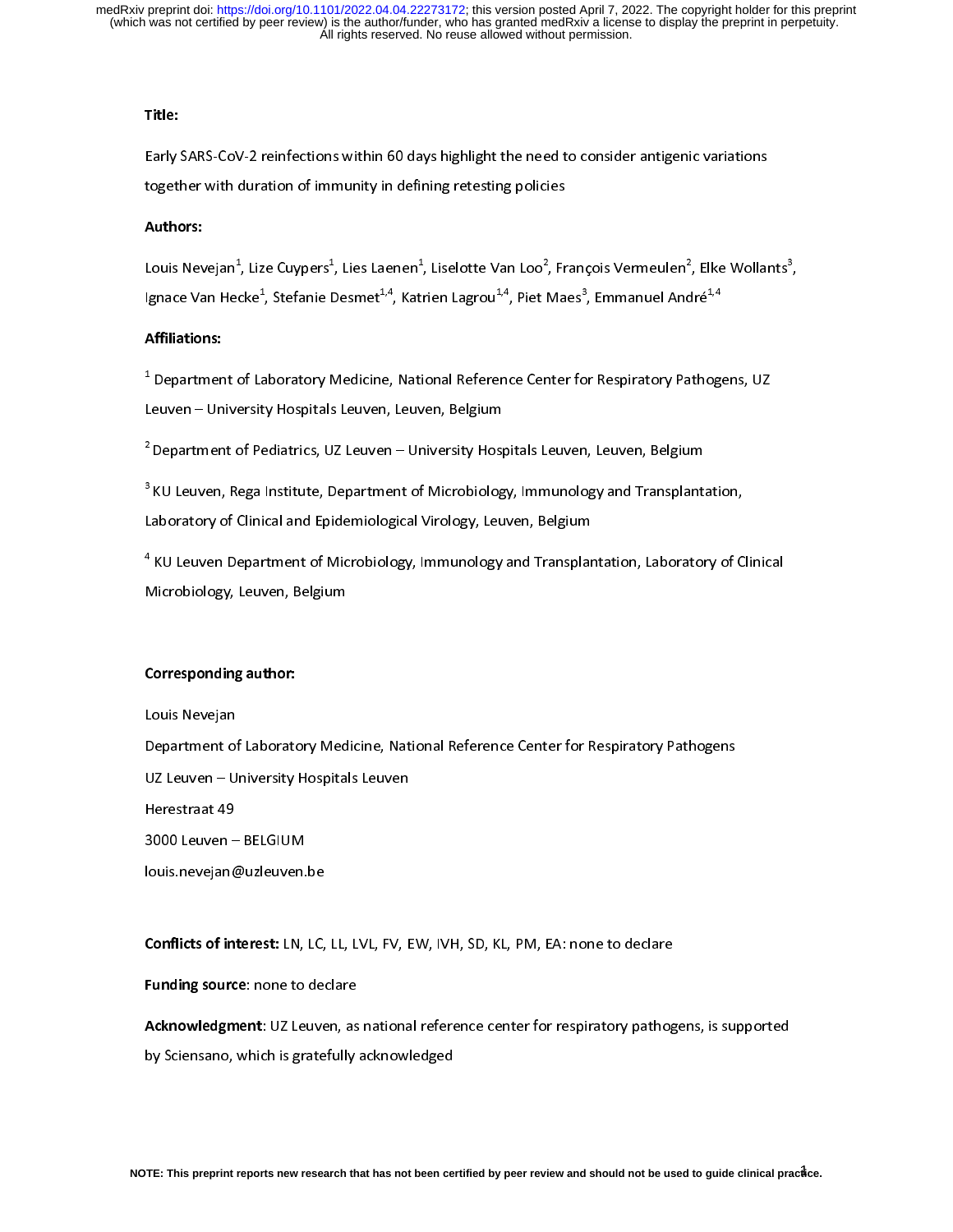**Title:**

Early SARS-CoV-2 reinfections within 60 days highlight the need to consider antigenic variations together with duration of immunity in defining retesting policies

**Authors:**

Louis Nevejan[1], Lize Cuypers[1], Lies Laenen[1], Liselotte Van Loo[2], François Vermeulen[2], Elke Wollants[3], Ignace Van Hecke[1], Stefanie Desmet[1,4], Katrien Lagrou[1,4], Piet Maes[3], Emmanuel André[1,4]

**Affiliations:**

[1] Department of Laboratory Medicine, National Reference Center for Respiratory Pathogens, UZ Leuven – University Hospitals Leuven, Leuven, Belgium

[2] Department of Pediatrics, UZ Leuven – University Hospitals Leuven, Leuven, Belgium

[3] KU Leuven, Rega Institute, Department of Microbiology, Immunology and Transplantation, Laboratory of Clinical and Epidemiological Virology, Leuven, Belgium

[4] KU Leuven Department of Microbiology, Immunology and Transplantation, Laboratory of Clinical Microbiology, Leuven, Belgium

**Corresponding author:**

Louis Nevejan

Department of Laboratory Medicine, National Reference Center for Respiratory Pathogens

UZ Leuven – University Hospitals Leuven

Herestraat 49

3000 Leuven – BELGIUM

louis.nevejan@uzleuven.be

**Conflicts of interest:** LN, LC, LL, LVL, FV, EW, IVH, SD, KL, PM, EA: none to declare

**Funding source**: none to declare

**Acknowledgment**: UZ Leuven, as national reference center for respiratory pathogens, is supported by Sciensano, which is gratefully acknowledged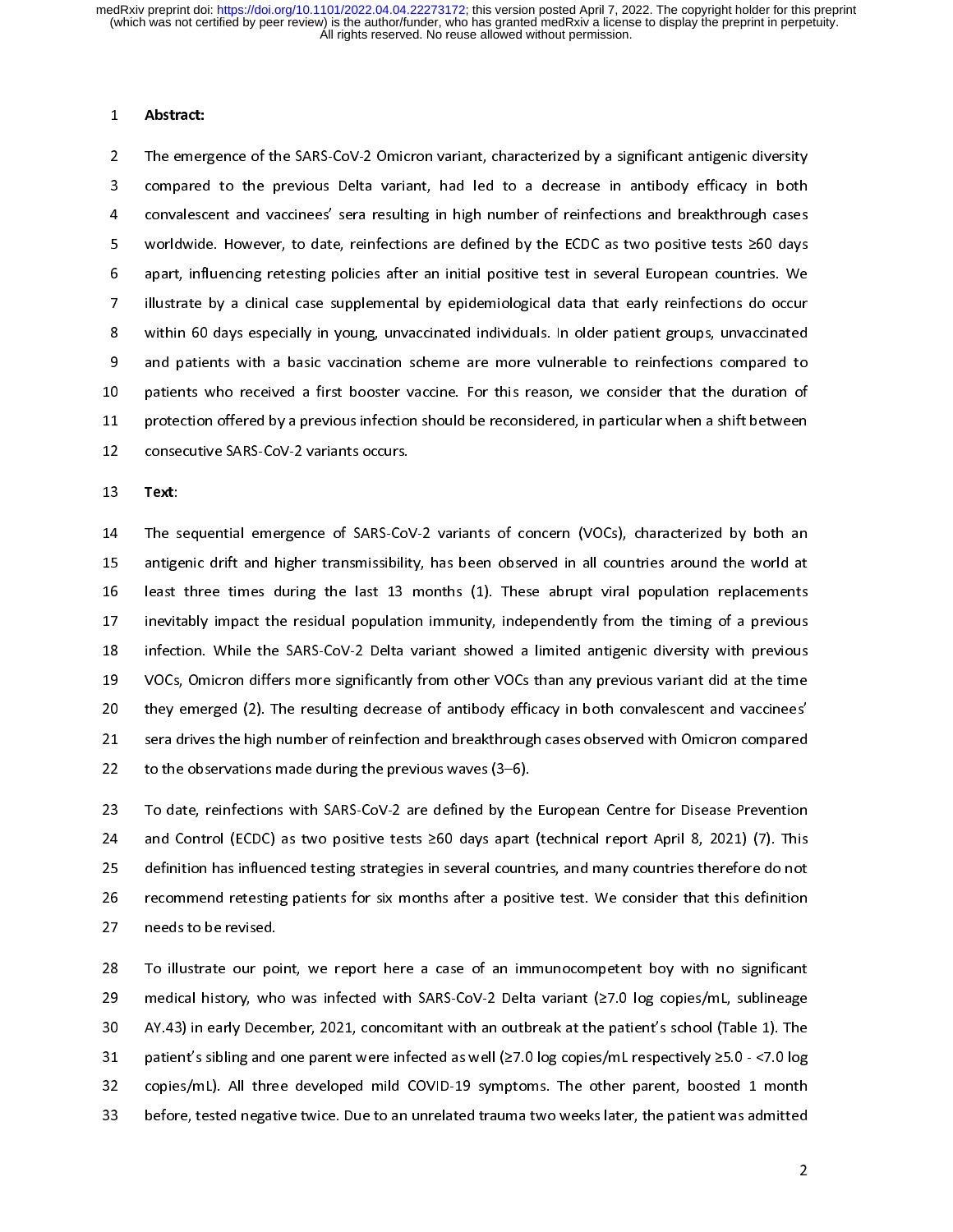**Abstract:**

The emergence of the SARS-CoV-2 Omicron variant, characterized by a significant antigenic diversity compared to the previous Delta variant, had led to a decrease in antibody efficacy in both convalescent and vaccinees' sera resulting in high number of reinfections and breakthrough cases worldwide. However, to date, reinfections are defined by the ECDC as two positive tests ≥60 days apart, influencing retesting policies after an initial positive test in several European countries. We illustrate by a clinical case supplemental by epidemiological data that early reinfections do occur within 60 days especially in young, unvaccinated individuals. In older patient groups, unvaccinated and patients with a basic vaccination scheme are more vulnerable to reinfections compared to patients who received a first booster vaccine. For this reason, we consider that the duration of protection offered by a previous infection should be reconsidered, in particular when a shift between consecutive SARS-CoV-2 variants occurs.

**Text**:

The sequential emergence of SARS-CoV-2 variants of concern (VOCs), characterized by both an antigenic drift and higher transmissibility, has been observed in all countries around the world at least three times during the last 13 months (1). These abrupt viral population replacements inevitably impact the residual population immunity, independently from the timing of a previous infection. While the SARS-CoV-2 Delta variant showed a limited antigenic diversity with previous VOCs, Omicron differs more significantly from other VOCs than any previous variant did at the time they emerged (2). The resulting decrease of antibody efficacy in both convalescent and vaccinees' sera drives the high number of reinfection and breakthrough cases observed with Omicron compared to the observations made during the previous waves (3–6).

To date, reinfections with SARS-CoV-2 are defined by the European Centre for Disease Prevention and Control (ECDC) as two positive tests ≥60 days apart (technical report April 8, 2021) (7). This definition has influenced testing strategies in several countries, and many countries therefore do not recommend retesting patients for six months after a positive test. We consider that this definition needs to be revised.

To illustrate our point, we report here a case of an immunocompetent boy with no significant medical history, who was infected with SARS-CoV-2 Delta variant (≥7.0 log copies/mL, sublineage AY.43) in early December, 2021, concomitant with an outbreak at the patient's school (Table 1). The patient's sibling and one parent were infected as well (≥7.0 log copies/mL respectively ≥5.0 - <7.0 log copies/mL). All three developed mild COVID-19 symptoms. The other parent, boosted 1 month before, tested negative twice. Due to an unrelated trauma two weeks later, the patient was admitted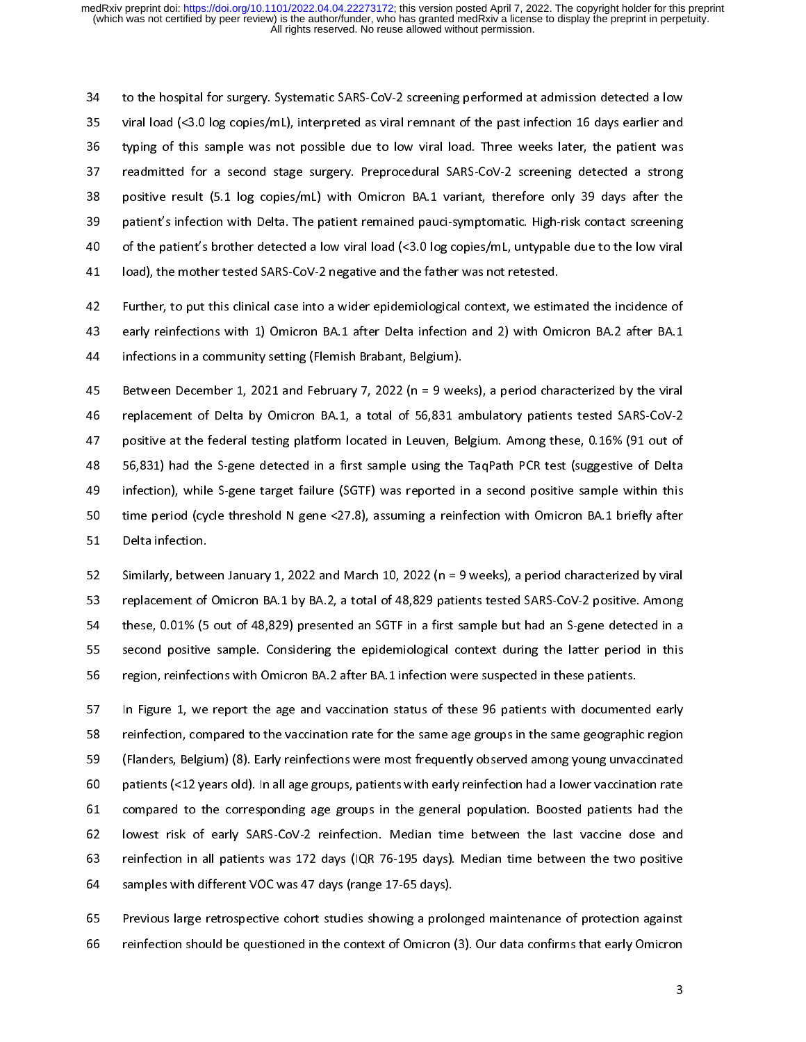to the hospital for surgery. Systematic SARS-CoV-2 screening performed at admission detected a low viral load (<3.0 log copies/mL), interpreted as viral remnant of the past infection 16 days earlier and typing of this sample was not possible due to low viral load. Three weeks later, the patient was readmitted for a second stage surgery. Preprocedural SARS-CoV-2 screening detected a strong positive result (5.1 log copies/mL) with Omicron BA.1 variant, therefore only 39 days after the patient's infection with Delta. The patient remained pauci-symptomatic. High-risk contact screening of the patient's brother detected a low viral load (<3.0 log copies/mL, untypable due to the low viral load), the mother tested SARS-CoV-2 negative and the father was not retested.

Further, to put this clinical case into a wider epidemiological context, we estimated the incidence of early reinfections with 1) Omicron BA.1 after Delta infection and 2) with Omicron BA.2 after BA.1 infections in a community setting (Flemish Brabant, Belgium).

Between December 1, 2021 and February 7, 2022 (n = 9 weeks), a period characterized by the viral replacement of Delta by Omicron BA.1, a total of 56,831 ambulatory patients tested SARS-CoV-2 positive at the federal testing platform located in Leuven, Belgium. Among these, 0.16% (91 out of 56,831) had the S-gene detected in a first sample using the TaqPath PCR test (suggestive of Delta infection), while S-gene target failure (SGTF) was reported in a second positive sample within this time period (cycle threshold N gene <27.8), assuming a reinfection with Omicron BA.1 briefly after Delta infection.

Similarly, between January 1, 2022 and March 10, 2022 (n = 9 weeks), a period characterized by viral replacement of Omicron BA.1 by BA.2, a total of 48,829 patients tested SARS-CoV-2 positive. Among these, 0.01% (5 out of 48,829) presented an SGTF in a first sample but had an S-gene detected in a second positive sample. Considering the epidemiological context during the latter period in this region, reinfections with Omicron BA.2 after BA.1 infection were suspected in these patients.

In Figure 1, we report the age and vaccination status of these 96 patients with documented early reinfection, compared to the vaccination rate for the same age groups in the same geographic region (Flanders, Belgium) (8). Early reinfections were most frequently observed among young unvaccinated patients (<12 years old). In all age groups, patients with early reinfection had a lower vaccination rate compared to the corresponding age groups in the general population. Boosted patients had the lowest risk of early SARS-CoV-2 reinfection. Median time between the last vaccine dose and reinfection in all patients was 172 days (IQR 76-195 days). Median time between the two positive samples with different VOC was 47 days (range 17-65 days).

Previous large retrospective cohort studies showing a prolonged maintenance of protection against reinfection should be questioned in the context of Omicron (3). Our data confirms that early Omicron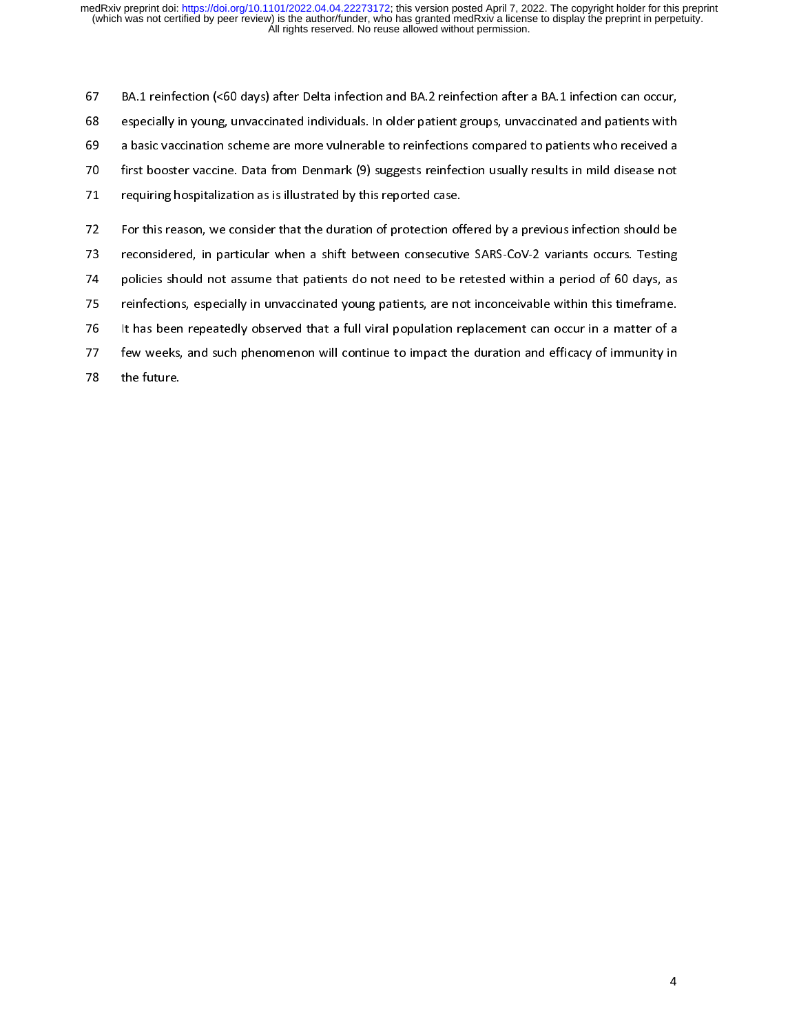BA.1 reinfection (<60 days) after Delta infection and BA.2 reinfection after a BA.1 infection can occur, especially in young, unvaccinated individuals. In older patient groups, unvaccinated and patients with a basic vaccination scheme are more vulnerable to reinfections compared to patients who received a first booster vaccine. Data from Denmark (9) suggests reinfection usually results in mild disease not requiring hospitalization as is illustrated by this reported case.

For this reason, we consider that the duration of protection offered by a previous infection should be reconsidered, in particular when a shift between consecutive SARS-CoV-2 variants occurs. Testing policies should not assume that patients do not need to be retested within a period of 60 days, as reinfections, especially in unvaccinated young patients, are not inconceivable within this timeframe. It has been repeatedly observed that a full viral population replacement can occur in a matter of a few weeks, and such phenomenon will continue to impact the duration and efficacy of immunity in the future.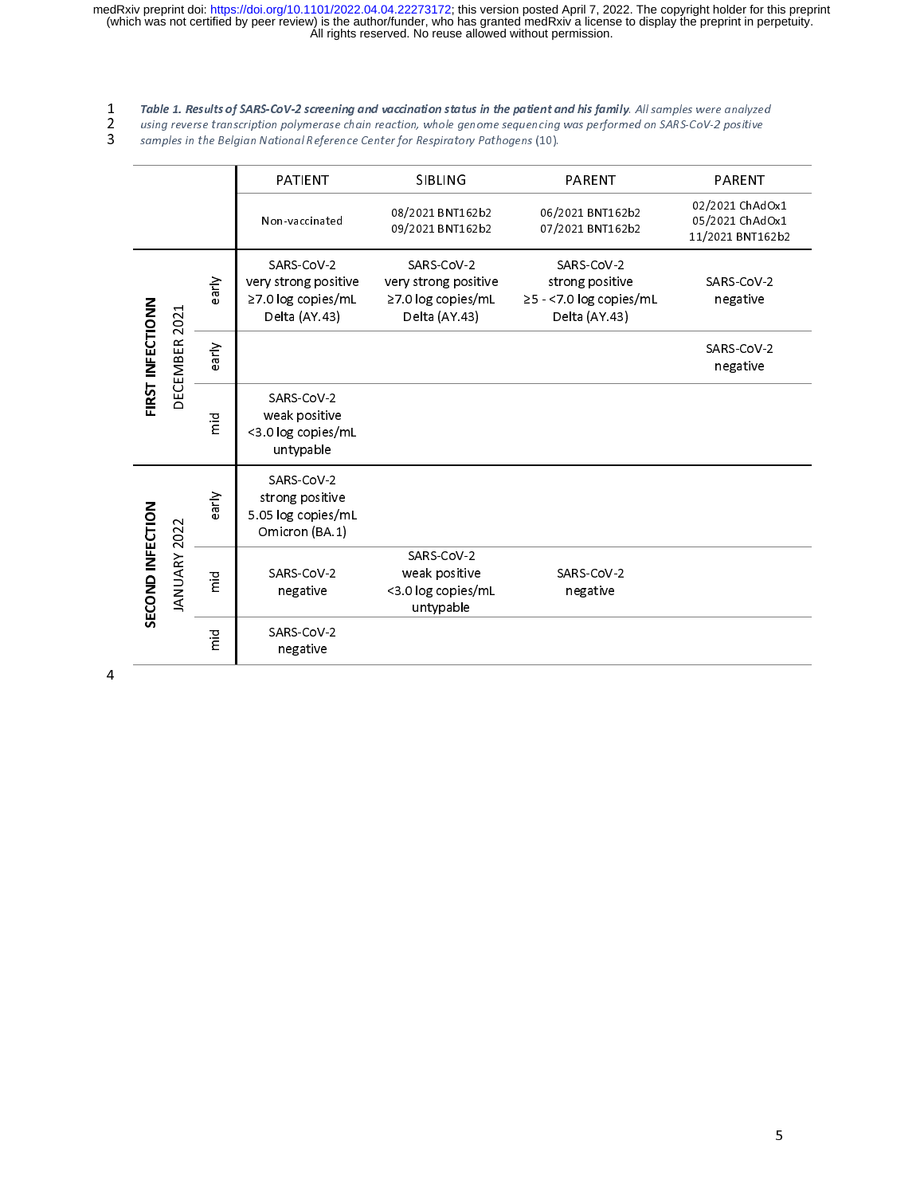***Table 1. Results of SARS-CoV-2 screening and vaccination status in the patient and his family**. All samples were analyzed using reverse transcription polymerase chain reaction, whole genome sequencing was performed on SARS-CoV-2 positive samples in the Belgian National Reference Center for Respiratory Pathogens* (10).

| | | | PATIENT | SIBLING | PARENT | PARENT |
|---|---|---|---|---|---|---|
| | | | Non-vaccinated | 08/2021 BNT162b2<br>09/2021 BNT162b2 | 06/2021 BNT162b2<br>07/2021 BNT162b2 | 02/2021 ChAdOx1<br>05/2021 ChAdOx1<br>11/2021 BNT162b2 |
| **FIRST INFECTIONN** | DECEMBER 2021 | early | SARS-CoV-2 very strong positive ≥7.0 log copies/mL Delta (AY.43) | SARS-CoV-2 very strong positive ≥7.0 log copies/mL Delta (AY.43) | SARS-CoV-2 strong positive ≥5 - <7.0 log copies/mL Delta (AY.43) | SARS-CoV-2 negative |
| | | early | | | | SARS-CoV-2 negative |
| | | mid | SARS-CoV-2 weak positive <3.0 log copies/mL untypable | | | |
| **SECOND INFECTION** | JANUARY 2022 | early | SARS-CoV-2 strong positive 5.05 log copies/mL Omicron (BA.1) | | | |
| | | mid | SARS-CoV-2 negative | SARS-CoV-2 weak positive <3.0 log copies/mL untypable | SARS-CoV-2 negative | |
| | | mid | SARS-CoV-2 negative | | | |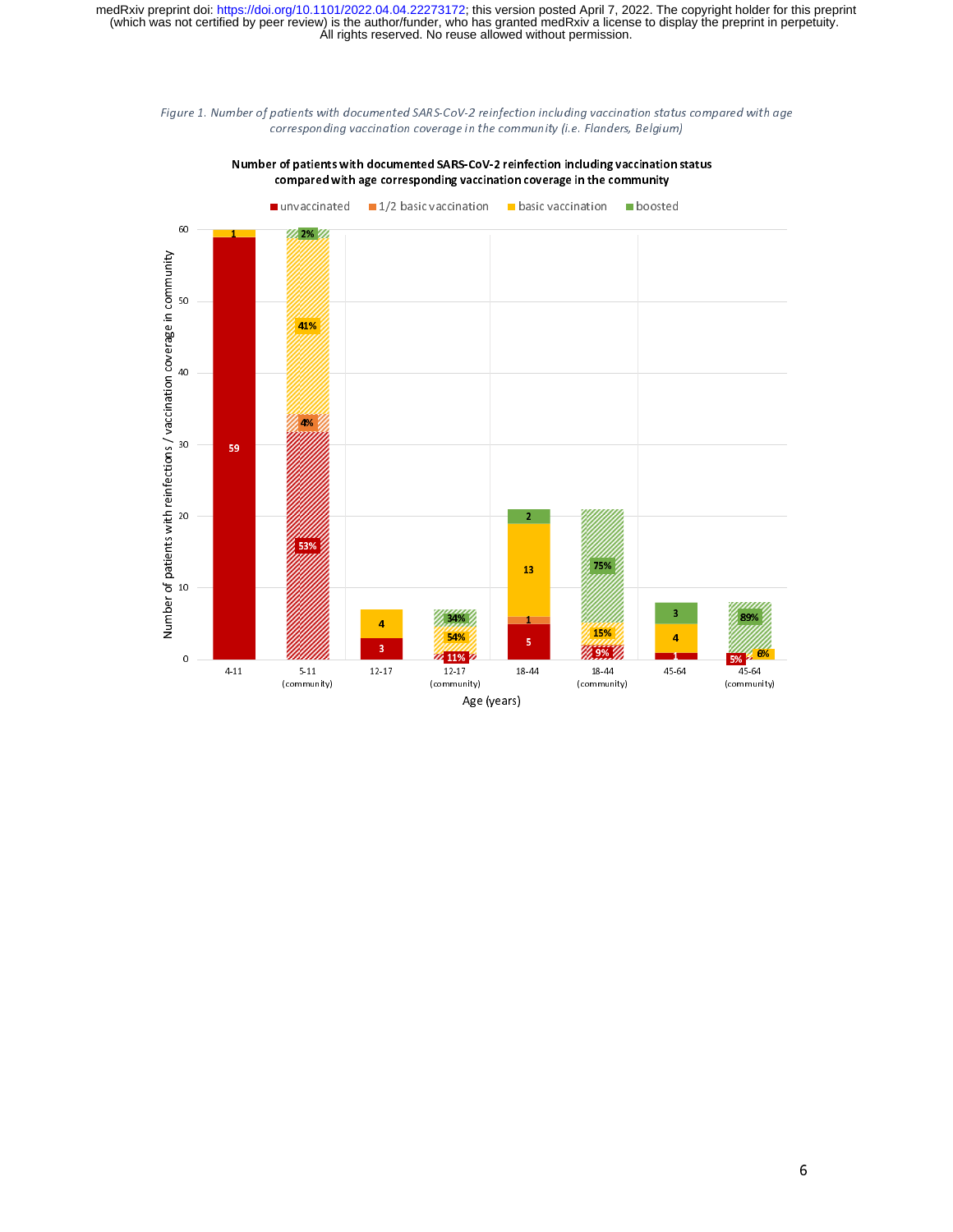*Figure 1. Number of patients with documented SARS-CoV-2 reinfection including vaccination status compared with age corresponding vaccination coverage in the community (i.e. Flanders, Belgium)*

**Number of patients with documented SARS-CoV-2 reinfection including vaccination status compared with age corresponding vaccination coverage in the community**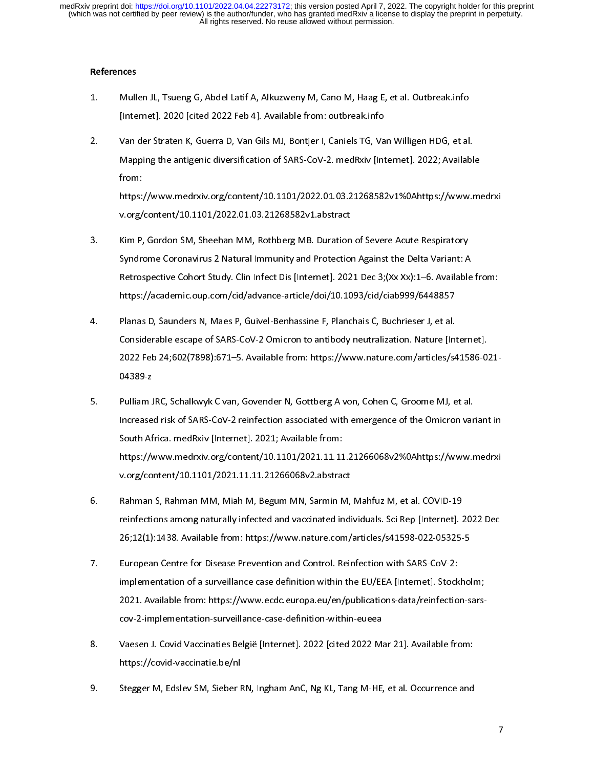# References

1. Mullen JL, Tsueng G, Abdel Latif A, Alkuzweny M, Cano M, Haag E, et al. Outbreak.info [Internet]. 2020 [cited 2022 Feb 4]. Available from: outbreak.info

2. Van der Straten K, Guerra D, Van Gils MJ, Bontjer I, Caniels TG, Van Willigen HDG, et al. Mapping the antigenic diversification of SARS-CoV-2. medRxiv [Internet]. 2022; Available from: https://www.medrxiv.org/content/10.1101/2022.01.03.21268582v1%0Ahttps://www.medrxiv.org/content/10.1101/2022.01.03.21268582v1.abstract

3. Kim P, Gordon SM, Sheehan MM, Rothberg MB. Duration of Severe Acute Respiratory Syndrome Coronavirus 2 Natural Immunity and Protection Against the Delta Variant: A Retrospective Cohort Study. Clin Infect Dis [Internet]. 2021 Dec 3;(Xx Xx):1–6. Available from: https://academic.oup.com/cid/advance-article/doi/10.1093/cid/ciab999/6448857

4. Planas D, Saunders N, Maes P, Guivel-Benhassine F, Planchais C, Buchrieser J, et al. Considerable escape of SARS-CoV-2 Omicron to antibody neutralization. Nature [Internet]. 2022 Feb 24;602(7898):671–5. Available from: https://www.nature.com/articles/s41586-021-04389-z

5. Pulliam JRC, Schalkwyk C van, Govender N, Gottberg A von, Cohen C, Groome MJ, et al. Increased risk of SARS-CoV-2 reinfection associated with emergence of the Omicron variant in South Africa. medRxiv [Internet]. 2021; Available from: https://www.medrxiv.org/content/10.1101/2021.11.11.21266068v2%0Ahttps://www.medrxiv.org/content/10.1101/2021.11.11.21266068v2.abstract

6. Rahman S, Rahman MM, Miah M, Begum MN, Sarmin M, Mahfuz M, et al. COVID-19 reinfections among naturally infected and vaccinated individuals. Sci Rep [Internet]. 2022 Dec 26;12(1):1438. Available from: https://www.nature.com/articles/s41598-022-05325-5

7. European Centre for Disease Prevention and Control. Reinfection with SARS-CoV-2: implementation of a surveillance case definition within the EU/EEA [Internet]. Stockholm; 2021. Available from: https://www.ecdc.europa.eu/en/publications-data/reinfection-sars-cov-2-implementation-surveillance-case-definition-within-eueea

8. Vaesen J. Covid Vaccinaties België [Internet]. 2022 [cited 2022 Mar 21]. Available from: https://covid-vaccinatie.be/nl

9. Stegger M, Edslev SM, Sieber RN, Ingham AnC, Ng KL, Tang M-HE, et al. Occurrence and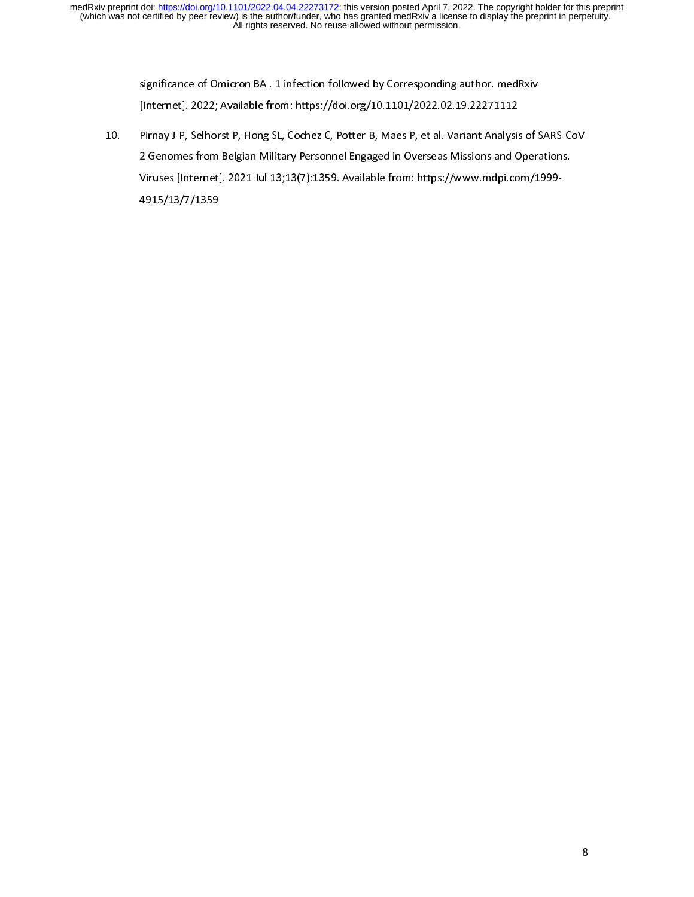significance of Omicron BA . 1 infection followed by Corresponding author. medRxiv [Internet]. 2022; Available from: https://doi.org/10.1101/2022.02.19.22271112

10. Pirnay J-P, Selhorst P, Hong SL, Cochez C, Potter B, Maes P, et al. Variant Analysis of SARS-CoV-2 Genomes from Belgian Military Personnel Engaged in Overseas Missions and Operations. Viruses [Internet]. 2021 Jul 13;13(7):1359. Available from: https://www.mdpi.com/1999-4915/13/7/1359